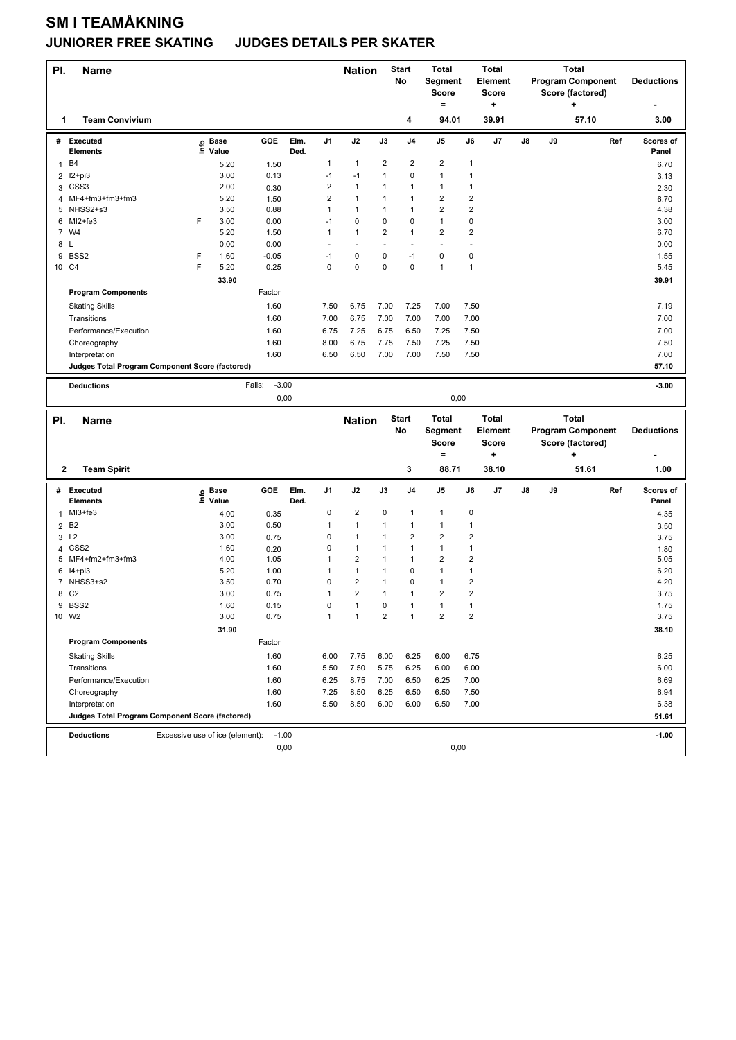# SM I TEAMÅKNING

## JUNIORER FREE SKATING JUDGES DETAILS PER SKATER

| Pl. | Name | Nation | Start No | Total Segment Score = | Total Element Score + | Total Program Component Score (factored) + | Deductions - |
|---|---|---|---|---|---|---|---|
| 1 | Team Convivium | | 4 | 94.01 | 39.91 | 57.10 | 3.00 |

| # | Executed Elements | Info | Base Value | GOE | Elm. Ded. | J1 | J2 | J3 | J4 | J5 | J6 | J7 | J8 | J9 | Ref | Scores of Panel |
|---|---|---|---|---|---|---|---|---|---|---|---|---|---|---|---|---|
| 1 | B4 | | 5.20 | 1.50 | | 1 | 1 | 2 | 2 | 2 | 1 | | | | | 6.70 |
| 2 | I2+pi3 | | 3.00 | 0.13 | | -1 | -1 | 1 | 0 | 1 | 1 | | | | | 3.13 |
| 3 | CSS3 | | 2.00 | 0.30 | | 2 | 1 | 1 | 1 | 1 | 1 | | | | | 2.30 |
| 4 | MF4+fm3+fm3+fm3 | | 5.20 | 1.50 | | 2 | 1 | 1 | 1 | 2 | 2 | | | | | 6.70 |
| 5 | NHSS2+s3 | | 3.50 | 0.88 | | 1 | 1 | 1 | 1 | 2 | 2 | | | | | 4.38 |
| 6 | MI2+fe3 | F | 3.00 | 0.00 | | -1 | 0 | 0 | 0 | 1 | 0 | | | | | 3.00 |
| 7 | W4 | | 5.20 | 1.50 | | 1 | 1 | 2 | 1 | 2 | 2 | | | | | 6.70 |
| 8 | L | | 0.00 | 0.00 | | - | - | - | - | - | - | | | | | 0.00 |
| 9 | BSS2 | F | 1.60 | -0.05 | | -1 | 0 | 0 | -1 | 0 | 0 | | | | | 1.55 |
| 10 | C4 | F | 5.20 | 0.25 | | 0 | 0 | 0 | 0 | 1 | 1 | | | | | 5.45 |
| | | | 33.90 | | | | | | | | | | | | | 39.91 |

| Program Components | Factor | J1 | J2 | J3 | J4 | J5 | J6 | J7 | J8 | J9 | Scores of Panel |
|---|---|---|---|---|---|---|---|---|---|---|---|
| Skating Skills | 1.60 | 7.50 | 6.75 | 7.00 | 7.25 | 7.00 | 7.50 | | | | 7.19 |
| Transitions | 1.60 | 7.00 | 6.75 | 7.00 | 7.00 | 7.00 | 7.00 | | | | 7.00 |
| Performance/Execution | 1.60 | 6.75 | 7.25 | 6.75 | 6.50 | 7.25 | 7.50 | | | | 7.00 |
| Choreography | 1.60 | 8.00 | 6.75 | 7.75 | 7.50 | 7.25 | 7.50 | | | | 7.50 |
| Interpretation | 1.60 | 6.50 | 6.50 | 7.00 | 7.00 | 7.50 | 7.50 | | | | 7.00 |
| Judges Total Program Component Score (factored) | | | | | | | | | | | 57.10 |

| Deductions | Falls: | -3.00 | | -3.00 |
|---|---|---|---|---|
| | | 0,00 | 0,00 | |

| Pl. | Name | Nation | Start No | Total Segment Score = | Total Element Score + | Total Program Component Score (factored) + | Deductions - |
|---|---|---|---|---|---|---|---|
| 2 | Team Spirit | | 3 | 88.71 | 38.10 | 51.61 | 1.00 |

| # | Executed Elements | Info | Base Value | GOE | Elm. Ded. | J1 | J2 | J3 | J4 | J5 | J6 | J7 | J8 | J9 | Ref | Scores of Panel |
|---|---|---|---|---|---|---|---|---|---|---|---|---|---|---|---|---|
| 1 | MI3+fe3 | | 4.00 | 0.35 | | 0 | 2 | 0 | 1 | 1 | 0 | | | | | 4.35 |
| 2 | B2 | | 3.00 | 0.50 | | 1 | 1 | 1 | 1 | 1 | 1 | | | | | 3.50 |
| 3 | L2 | | 3.00 | 0.75 | | 0 | 1 | 1 | 2 | 2 | 2 | | | | | 3.75 |
| 4 | CSS2 | | 1.60 | 0.20 | | 0 | 1 | 1 | 1 | 1 | 1 | | | | | 1.80 |
| 5 | MF4+fm2+fm3+fm3 | | 4.00 | 1.05 | | 1 | 2 | 1 | 1 | 2 | 2 | | | | | 5.05 |
| 6 | I4+pi3 | | 5.20 | 1.00 | | 1 | 1 | 1 | 0 | 1 | 1 | | | | | 6.20 |
| 7 | NHSS3+s2 | | 3.50 | 0.70 | | 0 | 2 | 1 | 0 | 1 | 2 | | | | | 4.20 |
| 8 | C2 | | 3.00 | 0.75 | | 1 | 2 | 1 | 1 | 2 | 2 | | | | | 3.75 |
| 9 | BSS2 | | 1.60 | 0.15 | | 0 | 1 | 0 | 1 | 1 | 1 | | | | | 1.75 |
| 10 | W2 | | 3.00 | 0.75 | | 1 | 1 | 2 | 1 | 2 | 2 | | | | | 3.75 |
| | | | 31.90 | | | | | | | | | | | | | 38.10 |

| Program Components | Factor | J1 | J2 | J3 | J4 | J5 | J6 | J7 | J8 | J9 | Scores of Panel |
|---|---|---|---|---|---|---|---|---|---|---|---|
| Skating Skills | 1.60 | 6.00 | 7.75 | 6.00 | 6.25 | 6.00 | 6.75 | | | | 6.25 |
| Transitions | 1.60 | 5.50 | 7.50 | 5.75 | 6.25 | 6.00 | 6.00 | | | | 6.00 |
| Performance/Execution | 1.60 | 6.25 | 8.75 | 7.00 | 6.50 | 6.25 | 7.00 | | | | 6.69 |
| Choreography | 1.60 | 7.25 | 8.50 | 6.25 | 6.50 | 6.50 | 7.50 | | | | 6.94 |
| Interpretation | 1.60 | 5.50 | 8.50 | 6.00 | 6.00 | 6.50 | 7.00 | | | | 6.38 |
| Judges Total Program Component Score (factored) | | | | | | | | | | | 51.61 |

| Deductions | Excessive use of ice (element): | -1.00 | | -1.00 |
|---|---|---|---|---|
| | | 0,00 | 0,00 | |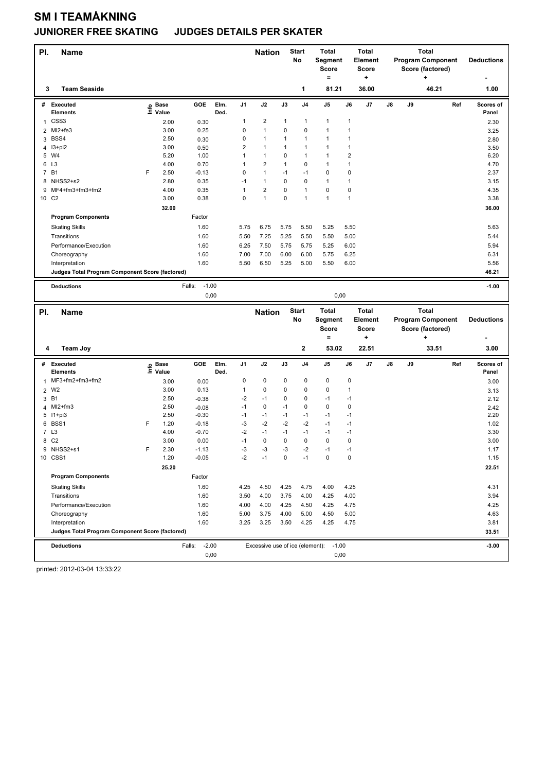# SM I TEAMÅKNING

## JUNIORER FREE SKATING JUDGES DETAILS PER SKATER

| Pl. | Name | Nation | Start No | Total Segment Score = | Total Element Score + | Total Program Component Score (factored) + | Deductions - |
|---|---|---|---|---|---|---|---|
| 3 | Team Seaside | | 1 | 81.21 | 36.00 | 46.21 | 1.00 |

| # | Executed Elements | Info | Base Value | GOE | Elm. Ded. | J1 | J2 | J3 | J4 | J5 | J6 | J7 | J8 | J9 | Ref | Scores of Panel |
|---|---|---|---|---|---|---|---|---|---|---|---|---|---|---|---|---|
| 1 | CSS3 | | 2.00 | 0.30 | | 1 | 2 | 1 | 1 | 1 | 1 | | | | | 2.30 |
| 2 | MI2+fe3 | | 3.00 | 0.25 | | 0 | 1 | 0 | 0 | 1 | 1 | | | | | 3.25 |
| 3 | BSS4 | | 2.50 | 0.30 | | 0 | 1 | 1 | 1 | 1 | 1 | | | | | 2.80 |
| 4 | I3+pi2 | | 3.00 | 0.50 | | 2 | 1 | 1 | 1 | 1 | 1 | | | | | 3.50 |
| 5 | W4 | | 5.20 | 1.00 | | 1 | 1 | 0 | 1 | 1 | 2 | | | | | 6.20 |
| 6 | L3 | | 4.00 | 0.70 | | 1 | 2 | 1 | 0 | 1 | 1 | | | | | 4.70 |
| 7 | B1 | F | 2.50 | -0.13 | | 0 | 1 | -1 | -1 | 0 | 0 | | | | | 2.37 |
| 8 | NHSS2+s2 | | 2.80 | 0.35 | | -1 | 1 | 0 | 0 | 1 | 1 | | | | | 3.15 |
| 9 | MF4+fm3+fm3+fm2 | | 4.00 | 0.35 | | 1 | 2 | 0 | 1 | 0 | 0 | | | | | 4.35 |
| 10 | C2 | | 3.00 | 0.38 | | 0 | 1 | 0 | 1 | 1 | 1 | | | | | 3.38 |
| | | | 32.00 | | | | | | | | | | | | | 36.00 |
| | **Program Components** | | | Factor | | | | | | | | | | | | |
| | Skating Skills | | | 1.60 | | 5.75 | 6.75 | 5.75 | 5.50 | 5.25 | 5.50 | | | | | 5.63 |
| | Transitions | | | 1.60 | | 5.50 | 7.25 | 5.25 | 5.50 | 5.50 | 5.00 | | | | | 5.44 |
| | Performance/Execution | | | 1.60 | | 6.25 | 7.50 | 5.75 | 5.75 | 5.25 | 6.00 | | | | | 5.94 |
| | Choreography | | | 1.60 | | 7.00 | 7.00 | 6.00 | 6.00 | 5.75 | 6.25 | | | | | 6.31 |
| | Interpretation | | | 1.60 | | 5.50 | 6.50 | 5.25 | 5.00 | 5.50 | 6.00 | | | | | 5.56 |
| | **Judges Total Program Component Score (factored)** | | | | | | | | | | | | | | | 46.21 |
| | **Deductions** | | | Falls: -1.00 | | | | | | | | | | | | -1.00 |
| | | | | 0,00 | | | | | | 0,00 | | | | | | |

| Pl. | Name | Nation | Start No | Total Segment Score = | Total Element Score + | Total Program Component Score (factored) + | Deductions - |
|---|---|---|---|---|---|---|---|
| 4 | Team Joy | | 2 | 53.02 | 22.51 | 33.51 | 3.00 |

| # | Executed Elements | Info | Base Value | GOE | Elm. Ded. | J1 | J2 | J3 | J4 | J5 | J6 | J7 | J8 | J9 | Ref | Scores of Panel |
|---|---|---|---|---|---|---|---|---|---|---|---|---|---|---|---|---|
| 1 | MF3+fm2+fm3+fm2 | | 3.00 | 0.00 | | 0 | 0 | 0 | 0 | 0 | 0 | | | | | 3.00 |
| 2 | W2 | | 3.00 | 0.13 | | 1 | 0 | 0 | 0 | 0 | 1 | | | | | 3.13 |
| 3 | B1 | | 2.50 | -0.38 | | -2 | -1 | 0 | 0 | -1 | -1 | | | | | 2.12 |
| 4 | MI2+fm3 | | 2.50 | -0.08 | | -1 | 0 | -1 | 0 | 0 | 0 | | | | | 2.42 |
| 5 | I1+pi3 | | 2.50 | -0.30 | | -1 | -1 | -1 | -1 | -1 | -1 | | | | | 2.20 |
| 6 | BSS1 | F | 1.20 | -0.18 | | -3 | -2 | -2 | -2 | -1 | -1 | | | | | 1.02 |
| 7 | L3 | | 4.00 | -0.70 | | -2 | -1 | -1 | -1 | -1 | -1 | | | | | 3.30 |
| 8 | C2 | | 3.00 | 0.00 | | -1 | 0 | 0 | 0 | 0 | 0 | | | | | 3.00 |
| 9 | NHSS2+s1 | F | 2.30 | -1.13 | | -3 | -3 | -3 | -2 | -1 | -1 | | | | | 1.17 |
| 10 | CSS1 | | 1.20 | -0.05 | | -2 | -1 | 0 | -1 | 0 | 0 | | | | | 1.15 |
| | | | 25.20 | | | | | | | | | | | | | 22.51 |
| | **Program Components** | | | Factor | | | | | | | | | | | | |
| | Skating Skills | | | 1.60 | | 4.25 | 4.50 | 4.25 | 4.75 | 4.00 | 4.25 | | | | | 4.31 |
| | Transitions | | | 1.60 | | 3.50 | 4.00 | 3.75 | 4.00 | 4.25 | 4.00 | | | | | 3.94 |
| | Performance/Execution | | | 1.60 | | 4.00 | 4.00 | 4.25 | 4.50 | 4.25 | 4.75 | | | | | 4.25 |
| | Choreography | | | 1.60 | | 5.00 | 3.75 | 4.00 | 5.00 | 4.50 | 5.00 | | | | | 4.63 |
| | Interpretation | | | 1.60 | | 3.25 | 3.25 | 3.50 | 4.25 | 4.25 | 4.75 | | | | | 3.81 |
| | **Judges Total Program Component Score (factored)** | | | | | | | | | | | | | | | 33.51 |
| | **Deductions** | | | Falls: -2.00 | | Excessive use of ice (element): -1.00 | | | | | | | | | | -3.00 |
| | | | | 0,00 | | | | | | 0,00 | | | | | | |

printed: 2012-03-04 13:33:22